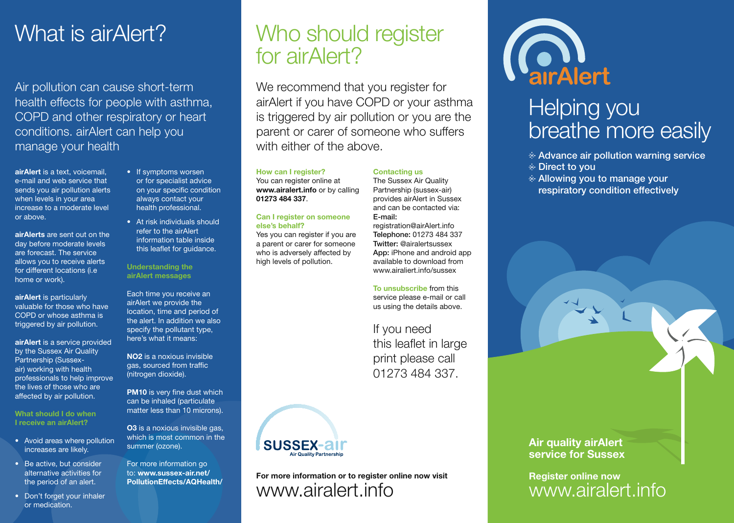# What is airAlert?

Air pollution can cause short-term health effects for people with asthma, COPD and other respiratory or heart conditions. airAlert can help you manage your health

**airAlert** is a text, voicemail, e-mail and web service that sends you air pollution alerts when levels in your area increase to a moderate level or above.

**airAlerts** are sent out on the day before moderate levels are forecast. The service allows you to receive alerts for different locations (i.e home or work).

**airAlert** is particularly valuable for those who have COPD or whose asthma is triggered by air pollution.

**airAlert** is a service provided by the Sussex Air Quality Partnership (Sussex-air) working with health professionals to help improve the lives of those who are affected by air pollution.

### What should I do when I receive an airAlert?

- Avoid areas where pollution increases are likely.
- Be active, but consider alternative activities for the period of an alert.
- Don't forget your inhaler or medication.
- If symptoms worsen or for specialist advice on your specific condition always contact your health professional.
- At risk individuals should refer to the airAlert information table inside this leaflet for guidance.

### Understanding the airAlert messages

Each time you receive an airAlert we provide the location, time and period of the alert. In addition we also specify the pollutant type, here's what it means:

**NO2** is a noxious invisible gas, sourced from traffic (nitrogen dioxide).

**PM10** is very fine dust which can be inhaled (particulate matter less than 10 microns).

**O3** is a noxious invisible gas, which is most common in the summer (ozone).

For more information go to: **www.sussex-air.net/PollutionEffects/AQHealth/**

# Who should register for airAlert?

We recommend that you register for airAlert if you have COPD or your asthma is triggered by air pollution or you are the parent or carer of someone who suffers with either of the above.

### How can I register?

You can register online at **www.airalert.info** or by calling **01273 484 337**.

### Can I register on someone else's behalf?

Yes you can register if you are a parent or carer for someone who is adversely affected by high levels of pollution.

### Contacting us

The Sussex Air Quality Partnership (sussex-air) provides airAlert in Sussex and can be contacted via:

**E-mail:** registration@airAlert.info
**Telephone:** 01273 484 337
**Twitter:** @airalertsussex
**App:** iPhone and android app available to download from www.airaliert.info/sussex

**To unsubscribe** from this service please e-mail or call us using the details above.

If you need this leaflet in large print please call 01273 484 337.

SUSSEX-air
Air Quality Partnership

**For more information or to register online now visit**
www.airalert.info

# airAlert

## Helping you breathe more easily

- Advance air pollution warning service
- Direct to you
- Allowing you to manage your respiratory condition effectively

**Air quality airAlert service for Sussex**

**Register online now**
www.airalert.info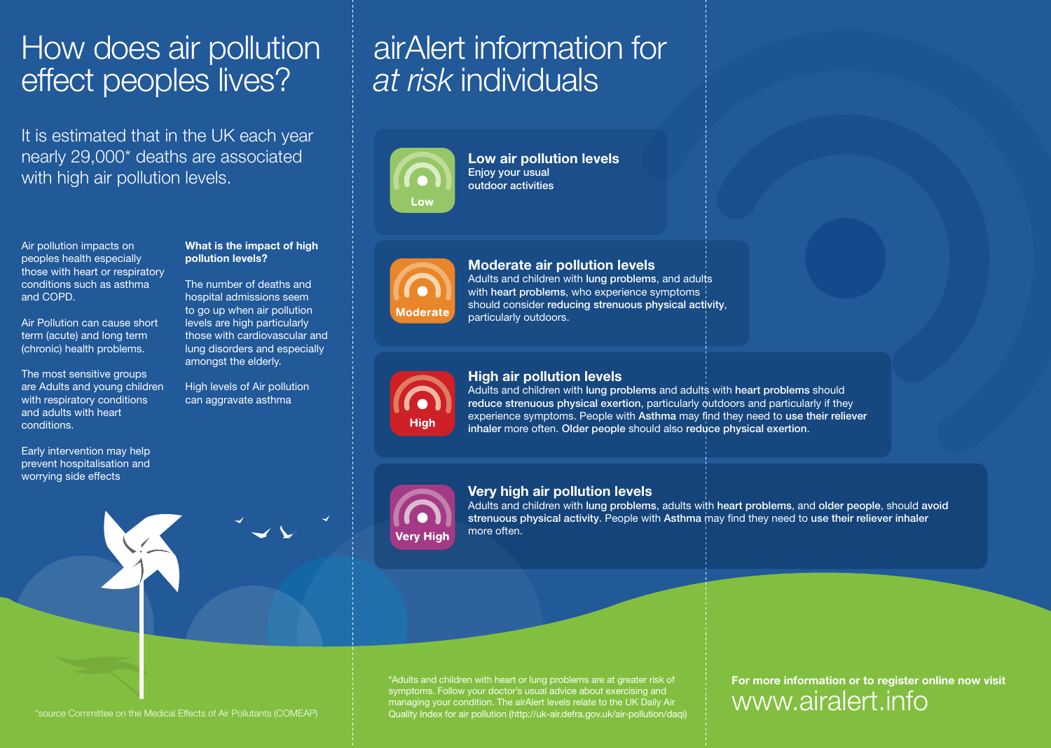# How does air pollution effect peoples lives?

It is estimated that in the UK each year nearly 29,000* deaths are associated with high air pollution levels.

Air pollution impacts on peoples health especially those with heart or respiratory conditions such as asthma and COPD.

Air Pollution can cause short term (acute) and long term (chronic) health problems.

The most sensitive groups are Adults and young children with respiratory conditions and adults with heart conditions.

Early intervention may help prevent hospitalisation and worrying side effects

**What is the impact of high pollution levels?**

The number of deaths and hospital admissions seem to go up when air pollution levels are high particularly those with cardiovascular and lung disorders and especially amongst the elderly.

High levels of Air pollution can aggravate asthma

*source Committee on the Medical Effects of Air Pollutants (COMEAP)

# airAlert information for *at risk* individuals

Low

**Low air pollution levels**
Enjoy your usual outdoor activities

Moderate

**Moderate air pollution levels**
Adults and children with **lung problems**, and adults with **heart problems**, who experience symptoms should consider **reducing strenuous physical activity**, particularly outdoors.

High

**High air pollution levels**
Adults and children with **lung problems** and adults with **heart problems** should **reduce strenuous physical exertion**, particularly outdoors and particularly if they experience symptoms. People with **Asthma** may find they need to **use their reliever inhaler** more often. **Older people** should also **reduce physical exertion**.

Very High

**Very high air pollution levels**
Adults and children with **lung problems**, adults with **heart problems**, and **older people**, should **avoid strenuous physical activity**. People with **Asthma** may find they need to **use their reliever inhaler** more often.

*Adults and children with heart or lung problems are at greater risk of symptoms. Follow your doctor's usual advice about exercising and managing your condition. The airAlert levels relate to the UK Daily Air Quality Index for air pollution (http://uk-air.defra.gov.uk/air-pollution/daqi)

**For more information or to register online now visit**
www.airalert.info